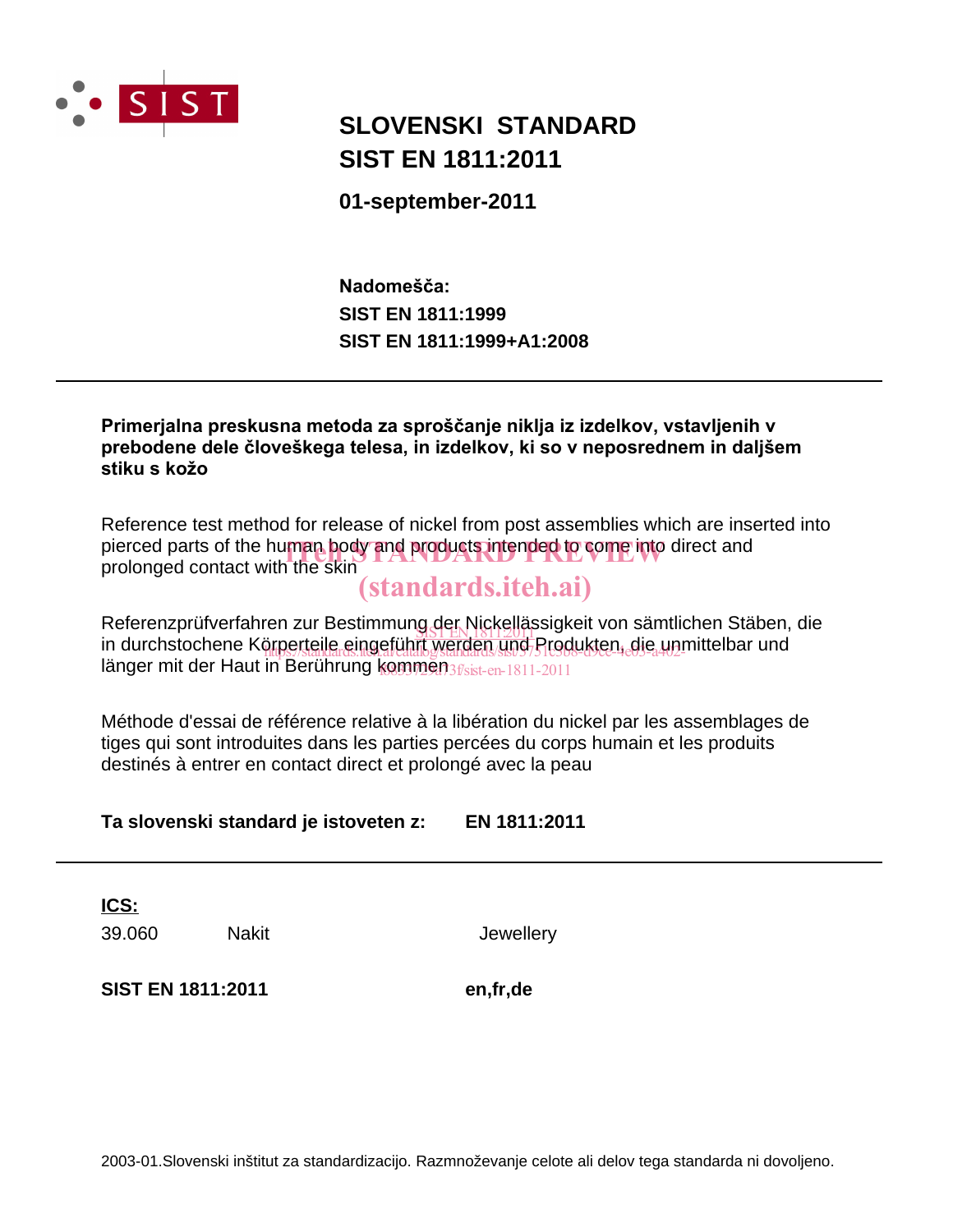SIST

# SLOVENSKI STANDARD
# SIST EN 1811:2011

**01-september-2011**

**Nadomešča:**
**SIST EN 1811:1999**
**SIST EN 1811:1999+A1:2008**

---

**Primerjalna preskusna metoda za sproščanje niklja iz izdelkov, vstavljenih v prebodene dele človeškega telesa, in izdelkov, ki so v neposrednem in daljšem stiku s kožo**

Reference test method for release of nickel from post assemblies which are inserted into pierced parts of the human body and products intended to come into direct and prolonged contact with the skin

Referenzprüfverfahren zur Bestimmung der Nickellässigkeit von sämtlichen Stäben, die in durchstochene Körperteile eingeführt werden und Produkten, die unmittelbar und länger mit der Haut in Berührung kommen

Méthode d'essai de référence relative à la libération du nickel par les assemblages de tiges qui sont introduites dans les parties percées du corps humain et les produits destinés à entrer en contact direct et prolongé avec la peau

**Ta slovenski standard je istoveten z:** **EN 1811:2011**

---

**ICS:**

| | | |
|---|---|---|
| 39.060 | Nakit | Jewellery |

**SIST EN 1811:2011** **en,fr,de**

2003-01.Slovenski inštitut za standardizacijo. Razmnoževanje celote ali delov tega standarda ni dovoljeno.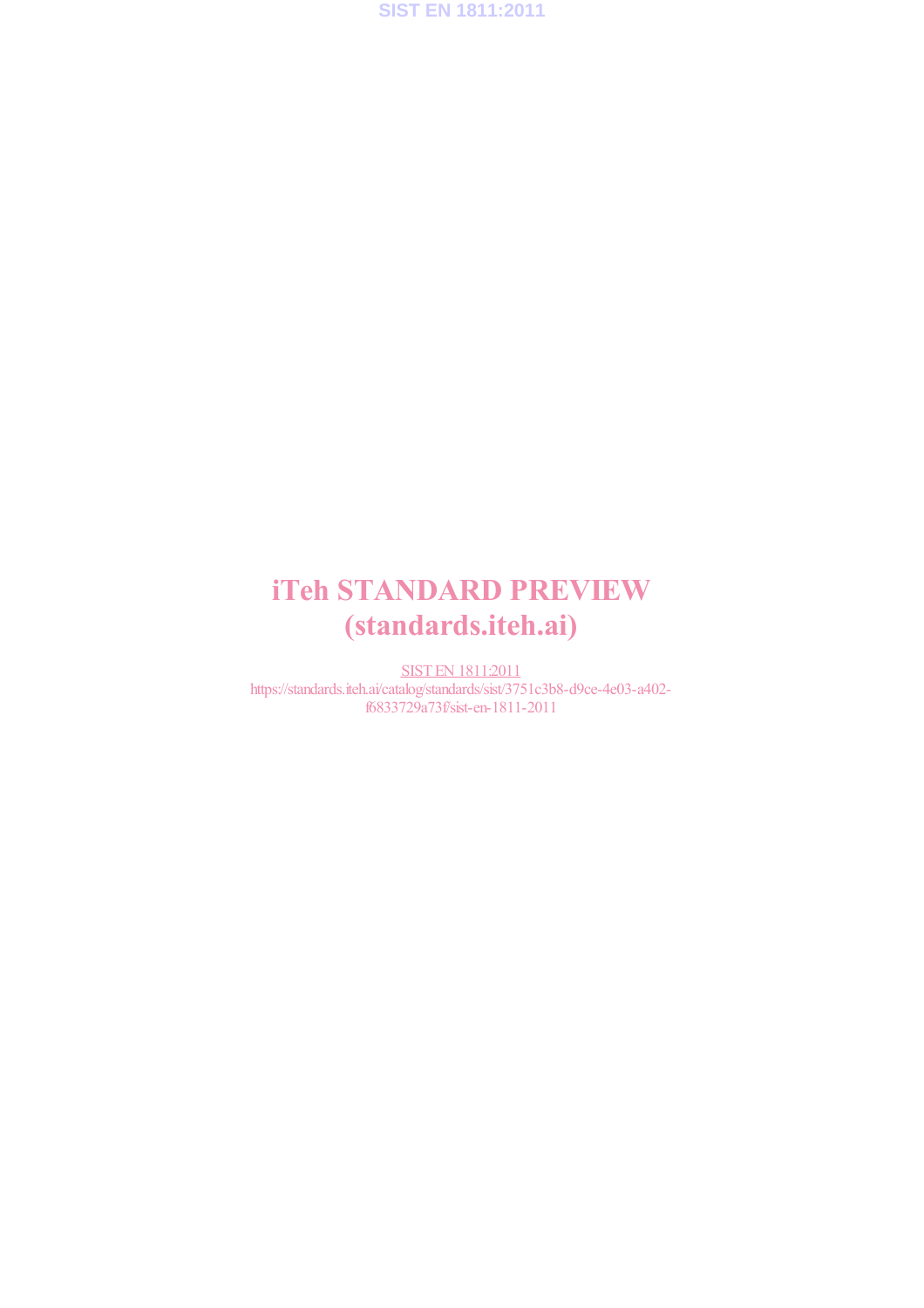# iTeh STANDARD PREVIEW
# (standards.iteh.ai)

SIST EN 1811:2011
https://standards.iteh.ai/catalog/standards/sist/3751c3b8-d9ce-4e03-a402-f6833729a73f/sist-en-1811-2011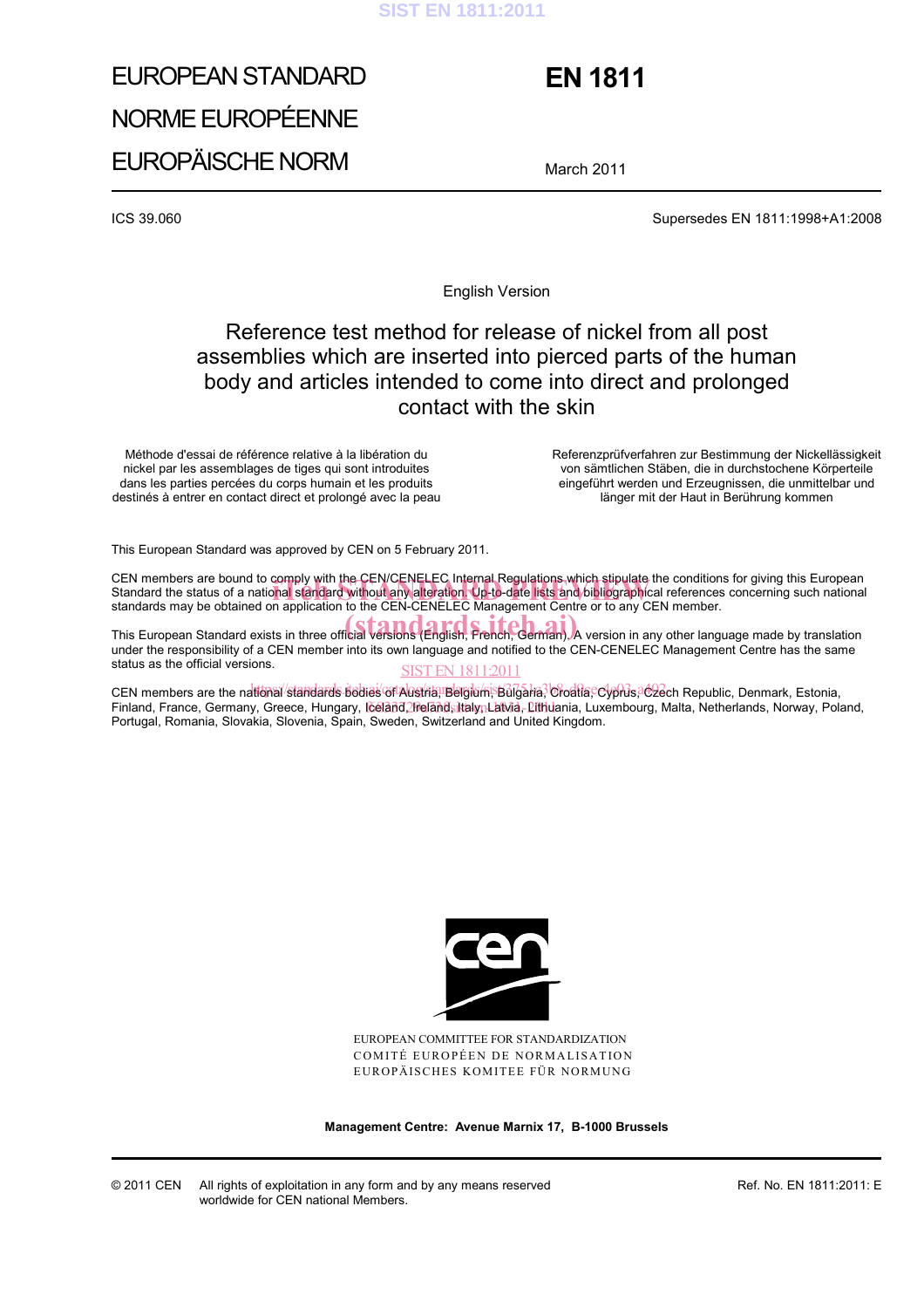# EUROPEAN STANDARD

# NORME EUROPÉENNE

# EUROPÄISCHE NORM

# EN 1811

March 2011

ICS 39.060

Supersedes EN 1811:1998+A1:2008

English Version

## Reference test method for release of nickel from all post assemblies which are inserted into pierced parts of the human body and articles intended to come into direct and prolonged contact with the skin

Méthode d'essai de référence relative à la libération du nickel par les assemblages de tiges qui sont introduites dans les parties percées du corps humain et les produits destinés à entrer en contact direct et prolongé avec la peau

Referenzprüfverfahren zur Bestimmung der Nickellässigkeit von sämtlichen Stäben, die in durchstochene Körperteile eingeführt werden und Erzeugnissen, die unmittelbar und länger mit der Haut in Berührung kommen

This European Standard was approved by CEN on 5 February 2011.

CEN members are bound to comply with the CEN/CENELEC Internal Regulations which stipulate the conditions for giving this European Standard the status of a national standard without any alteration. Up-to-date lists and bibliographical references concerning such national standards may be obtained on application to the CEN-CENELEC Management Centre or to any CEN member.

This European Standard exists in three official versions (English, French, German). A version in any other language made by translation under the responsibility of a CEN member into its own language and notified to the CEN-CENELEC Management Centre has the same status as the official versions.

CEN members are the national standards bodies of Austria, Belgium, Bulgaria, Croatia, Cyprus, Czech Republic, Denmark, Estonia, Finland, France, Germany, Greece, Hungary, Iceland, Ireland, Italy, Latvia, Lithuania, Luxembourg, Malta, Netherlands, Norway, Poland, Portugal, Romania, Slovakia, Slovenia, Spain, Sweden, Switzerland and United Kingdom.

EUROPEAN COMMITTEE FOR STANDARDIZATION
COMITÉ EUROPÉEN DE NORMALISATION
EUROPÄISCHES KOMITEE FÜR NORMUNG

**Management Centre: Avenue Marnix 17, B-1000 Brussels**

© 2011 CEN All rights of exploitation in any form and by any means reserved worldwide for CEN national Members.

Ref. No. EN 1811:2011: E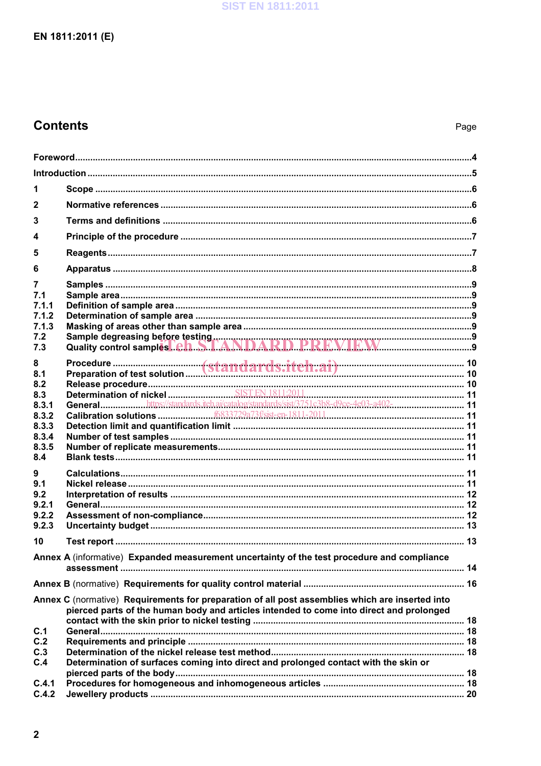# Contents

Page

Foreword .......... 4

Introduction .......... 5

1 Scope .......... 6

2 Normative references .......... 6

3 Terms and definitions .......... 6

4 Principle of the procedure .......... 7

5 Reagents .......... 7

6 Apparatus .......... 8

7 Samples .......... 9
7.1 Sample area .......... 9
7.1.1 Definition of sample area .......... 9
7.1.2 Determination of sample area .......... 9
7.1.3 Masking of areas other than sample area .......... 9
7.2 Sample degreasing before testing .......... 9
7.3 Quality control samples .......... 9

8 Procedure .......... 10
8.1 Preparation of test solution .......... 10
8.2 Release procedure .......... 10
8.3 Determination of nickel .......... 11
8.3.1 General .......... 11
8.3.2 Calibration solutions .......... 11
8.3.3 Detection limit and quantification limit .......... 11
8.3.4 Number of test samples .......... 11
8.3.5 Number of replicate measurements .......... 11
8.4 Blank tests .......... 11

9 Calculations .......... 11
9.1 Nickel release .......... 11
9.2 Interpretation of results .......... 12
9.2.1 General .......... 12
9.2.2 Assessment of non-compliance .......... 12
9.2.3 Uncertainty budget .......... 13

10 Test report .......... 13

Annex A (informative) Expanded measurement uncertainty of the test procedure and compliance assessment .......... 14

Annex B (normative) Requirements for quality control material .......... 16

Annex C (normative) Requirements for preparation of all post assemblies which are inserted into pierced parts of the human body and articles intended to come into direct and prolonged contact with the skin prior to nickel testing .......... 18
C.1 General .......... 18
C.2 Requirements and principle .......... 18
C.3 Determination of the nickel release test method .......... 18
C.4 Determination of surfaces coming into direct and prolonged contact with the skin or pierced parts of the body .......... 18
C.4.1 Procedures for homogeneous and inhomogeneous articles .......... 18
C.4.2 Jewellery products .......... 20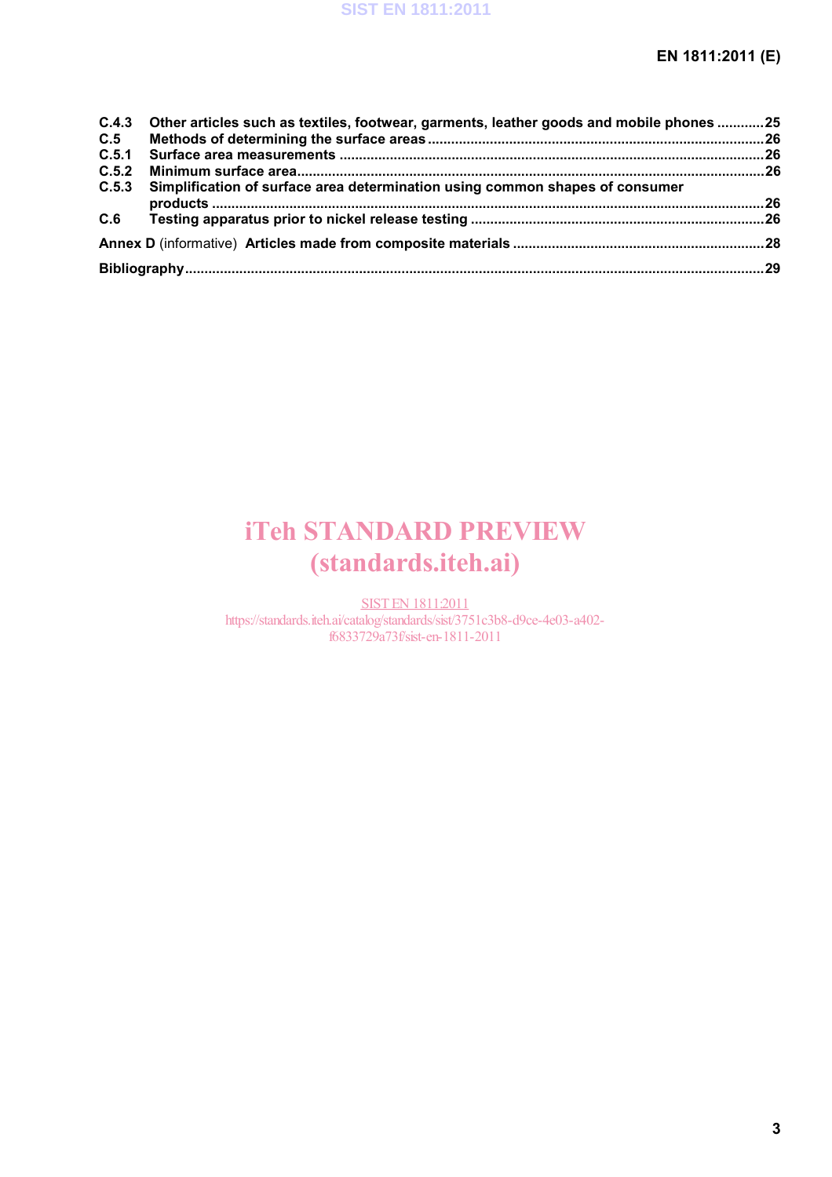C.4.3 Other articles such as textiles, footwear, garments, leather goods and mobile phones ............ 25
C.5 Methods of determining the surface areas ..................................................................................... 26
C.5.1 Surface area measurements ........................................................................................................... 26
C.5.2 Minimum surface area...................................................................................................................... 26
C.5.3 Simplification of surface area determination using common shapes of consumer products ............................................................................................................................................. 26
C.6 Testing apparatus prior to nickel release testing .......................................................................... 26

**Annex D** (informative) **Articles made from composite materials** ................................................................ 28

**Bibliography** ..................................................................................................................................................... 29

iTeh STANDARD PREVIEW
(standards.iteh.ai)

SIST EN 1811:2011
https://standards.iteh.ai/catalog/standards/sist/3751c3b8-d9ce-4e03-a402-f6833729a73f/sist-en-1811-2011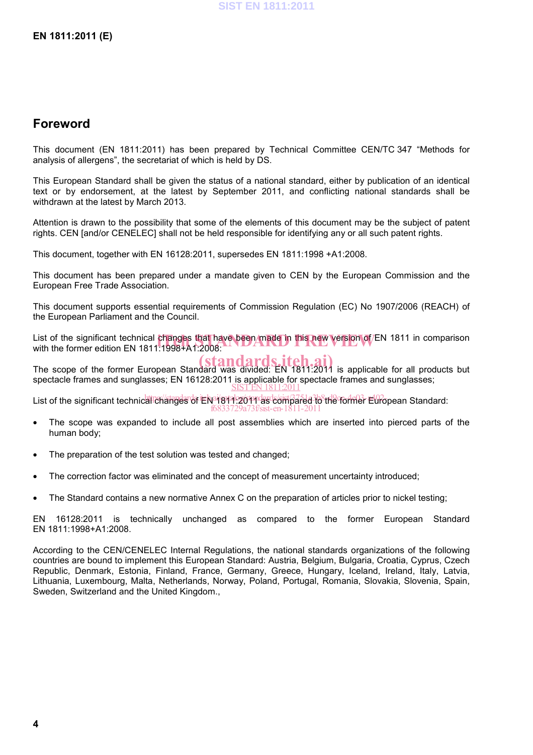## Foreword

This document (EN 1811:2011) has been prepared by Technical Committee CEN/TC 347 "Methods for analysis of allergens", the secretariat of which is held by DS.

This European Standard shall be given the status of a national standard, either by publication of an identical text or by endorsement, at the latest by September 2011, and conflicting national standards shall be withdrawn at the latest by March 2013.

Attention is drawn to the possibility that some of the elements of this document may be the subject of patent rights. CEN [and/or CENELEC] shall not be held responsible for identifying any or all such patent rights.

This document, together with EN 16128:2011, supersedes EN 1811:1998 +A1:2008.

This document has been prepared under a mandate given to CEN by the European Commission and the European Free Trade Association.

This document supports essential requirements of Commission Regulation (EC) No 1907/2006 (REACH) of the European Parliament and the Council.

List of the significant technical changes that have been made in this new version of EN 1811 in comparison with the former edition EN 1811:1998+A1:2008:

The scope of the former European Standard was divided: EN 1811:2011 is applicable for all products but spectacle frames and sunglasses; EN 16128:2011 is applicable for spectacle frames and sunglasses;

List of the significant technical changes of EN 1811:2011 as compared to the former European Standard:

- The scope was expanded to include all post assemblies which are inserted into pierced parts of the human body;
- The preparation of the test solution was tested and changed;
- The correction factor was eliminated and the concept of measurement uncertainty introduced;
- The Standard contains a new normative Annex C on the preparation of articles prior to nickel testing;

EN 16128:2011 is technically unchanged as compared to the former European Standard EN 1811:1998+A1:2008.

According to the CEN/CENELEC Internal Regulations, the national standards organizations of the following countries are bound to implement this European Standard: Austria, Belgium, Bulgaria, Croatia, Cyprus, Czech Republic, Denmark, Estonia, Finland, France, Germany, Greece, Hungary, Iceland, Ireland, Italy, Latvia, Lithuania, Luxembourg, Malta, Netherlands, Norway, Poland, Portugal, Romania, Slovakia, Slovenia, Spain, Sweden, Switzerland and the United Kingdom.,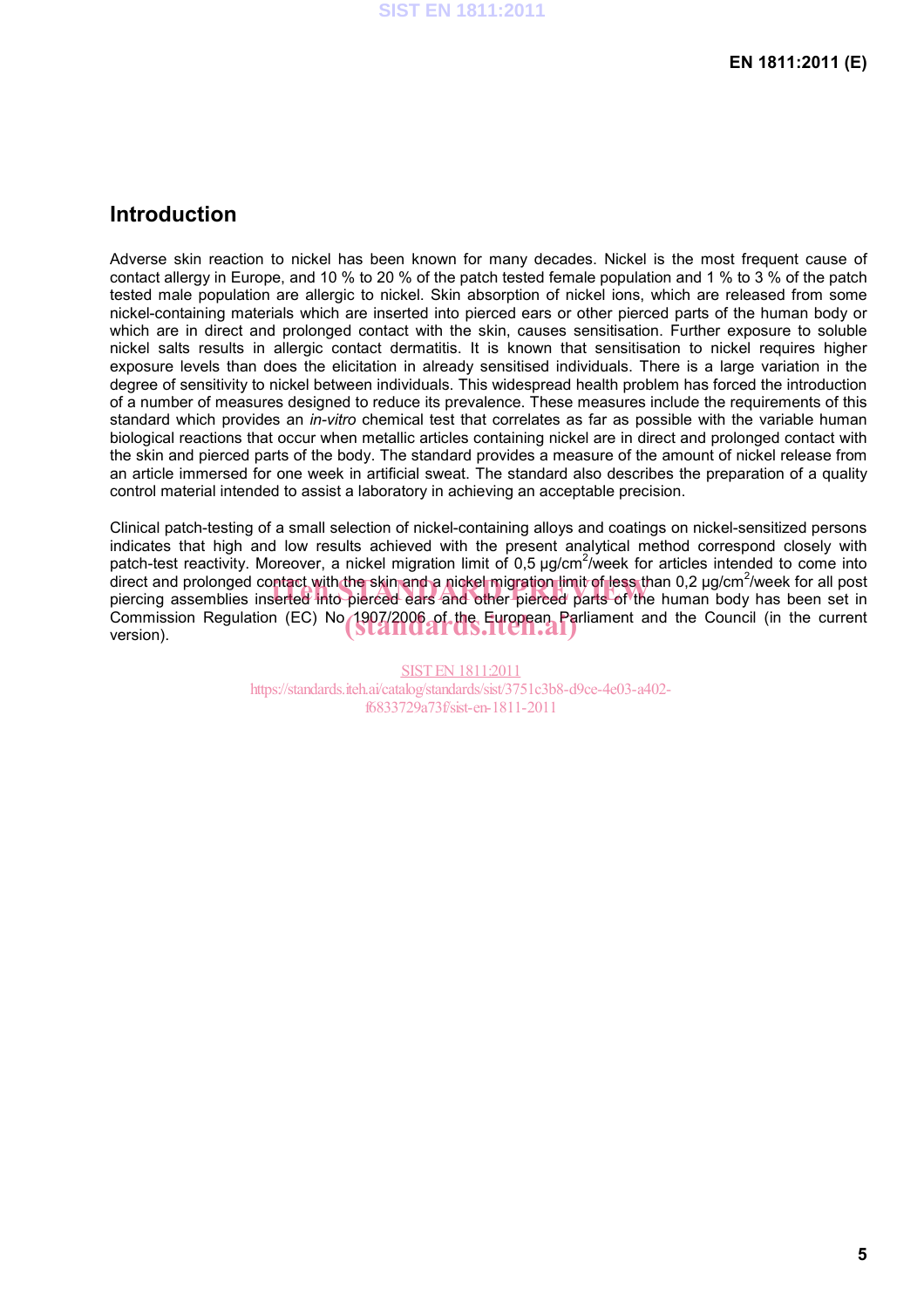## Introduction

Adverse skin reaction to nickel has been known for many decades. Nickel is the most frequent cause of contact allergy in Europe, and 10 % to 20 % of the patch tested female population and 1 % to 3 % of the patch tested male population are allergic to nickel. Skin absorption of nickel ions, which are released from some nickel-containing materials which are inserted into pierced ears or other pierced parts of the human body or which are in direct and prolonged contact with the skin, causes sensitisation. Further exposure to soluble nickel salts results in allergic contact dermatitis. It is known that sensitisation to nickel requires higher exposure levels than does the elicitation in already sensitised individuals. There is a large variation in the degree of sensitivity to nickel between individuals. This widespread health problem has forced the introduction of a number of measures designed to reduce its prevalence. These measures include the requirements of this standard which provides an *in-vitro* chemical test that correlates as far as possible with the variable human biological reactions that occur when metallic articles containing nickel are in direct and prolonged contact with the skin and pierced parts of the body. The standard provides a measure of the amount of nickel release from an article immersed for one week in artificial sweat. The standard also describes the preparation of a quality control material intended to assist a laboratory in achieving an acceptable precision.

Clinical patch-testing of a small selection of nickel-containing alloys and coatings on nickel-sensitized persons indicates that high and low results achieved with the present analytical method correspond closely with patch-test reactivity. Moreover, a nickel migration limit of 0,5 µg/cm$^2$/week for articles intended to come into direct and prolonged contact with the skin and a nickel migration limit of less than 0,2 µg/cm$^2$/week for all post piercing assemblies inserted into pierced ears and other pierced parts of the human body has been set in Commission Regulation (EC) No 1907/2006 of the European Parliament and the Council (in the current version).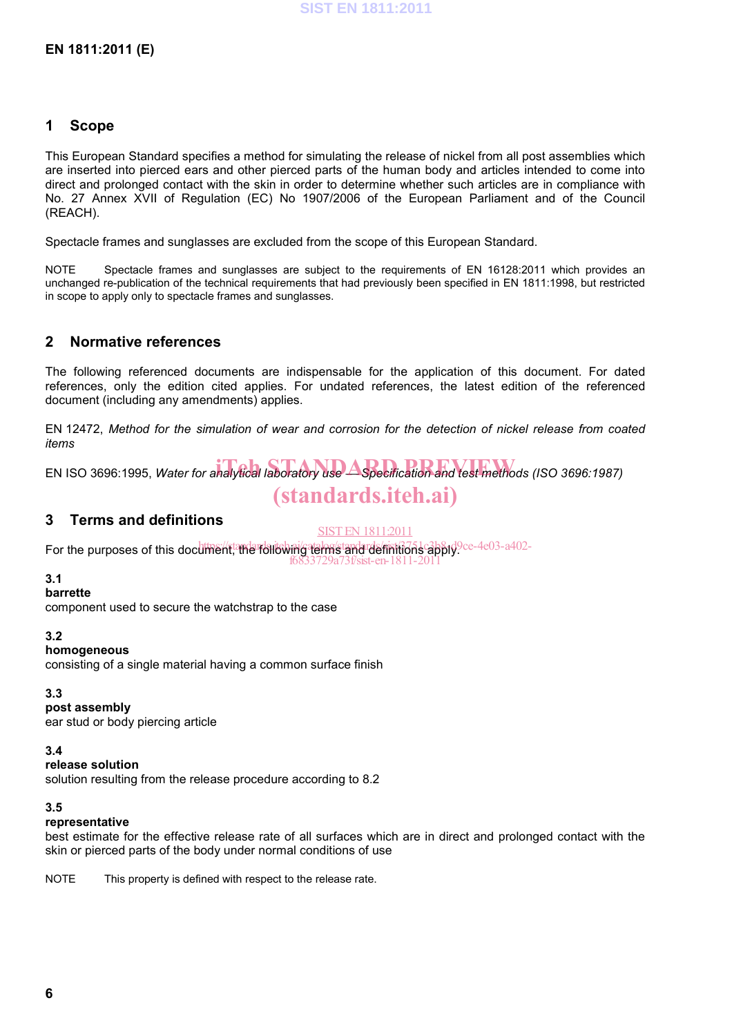## 1 Scope

This European Standard specifies a method for simulating the release of nickel from all post assemblies which are inserted into pierced ears and other pierced parts of the human body and articles intended to come into direct and prolonged contact with the skin in order to determine whether such articles are in compliance with No. 27 Annex XVII of Regulation (EC) No 1907/2006 of the European Parliament and of the Council (REACH).

Spectacle frames and sunglasses are excluded from the scope of this European Standard.

NOTE Spectacle frames and sunglasses are subject to the requirements of EN 16128:2011 which provides an unchanged re-publication of the technical requirements that had previously been specified in EN 1811:1998, but restricted in scope to apply only to spectacle frames and sunglasses.

## 2 Normative references

The following referenced documents are indispensable for the application of this document. For dated references, only the edition cited applies. For undated references, the latest edition of the referenced document (including any amendments) applies.

EN 12472, *Method for the simulation of wear and corrosion for the detection of nickel release from coated items*

EN ISO 3696:1995, *Water for analytical laboratory use — Specification and test methods (ISO 3696:1987)*

## 3 Terms and definitions

For the purposes of this document, the following terms and definitions apply.

**3.1**
**barrette**
component used to secure the watchstrap to the case

**3.2**
**homogeneous**
consisting of a single material having a common surface finish

**3.3**
**post assembly**
ear stud or body piercing article

**3.4**
**release solution**
solution resulting from the release procedure according to 8.2

**3.5**
**representative**
best estimate for the effective release rate of all surfaces which are in direct and prolonged contact with the skin or pierced parts of the body under normal conditions of use

NOTE This property is defined with respect to the release rate.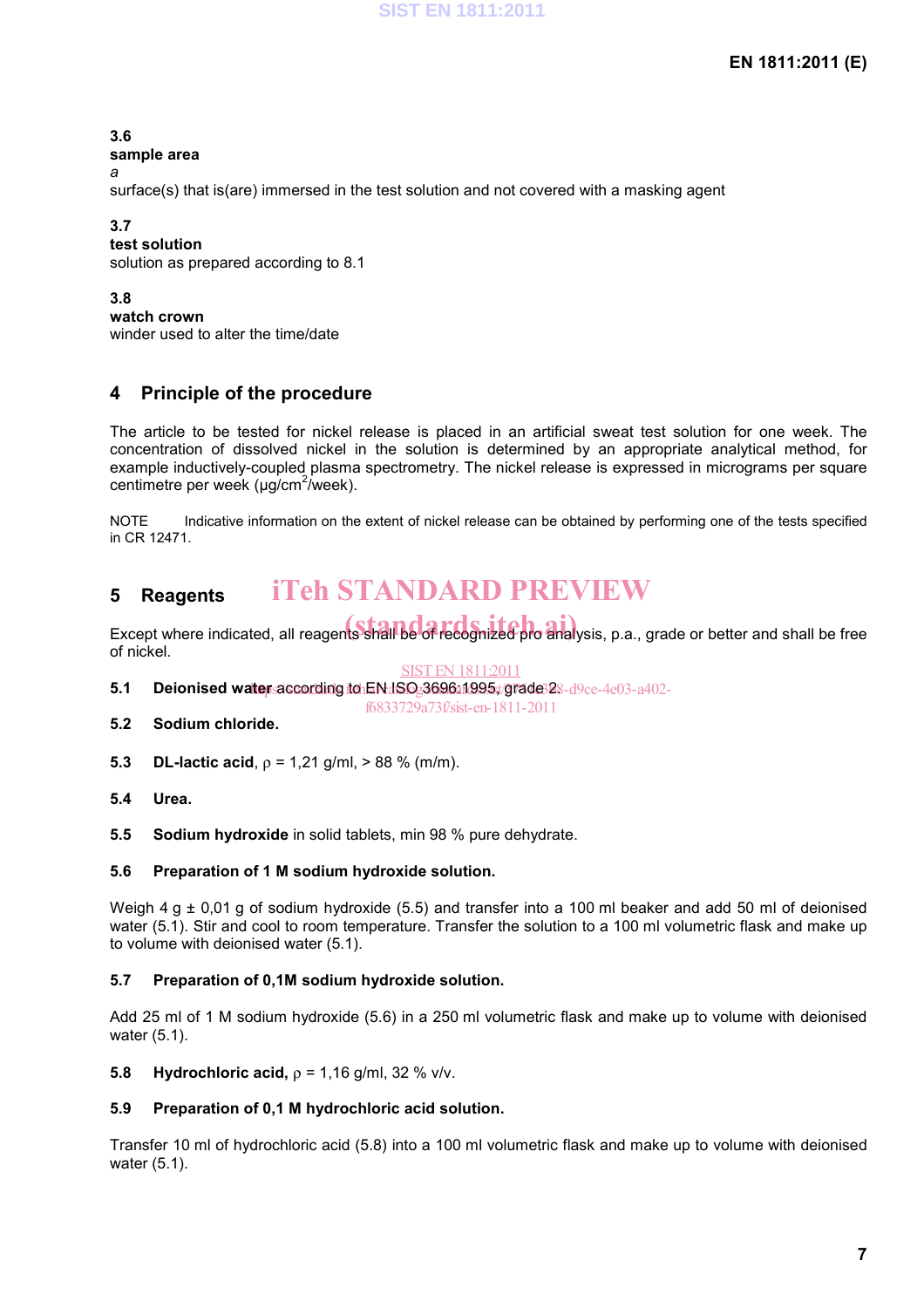**3.6**
**sample area**
*a*
surface(s) that is(are) immersed in the test solution and not covered with a masking agent

**3.7**
**test solution**
solution as prepared according to 8.1

**3.8**
**watch crown**
winder used to alter the time/date

## 4 Principle of the procedure

The article to be tested for nickel release is placed in an artificial sweat test solution for one week. The concentration of dissolved nickel in the solution is determined by an appropriate analytical method, for example inductively-coupled plasma spectrometry. The nickel release is expressed in micrograms per square centimetre per week (µg/cm$^2$/week).

NOTE Indicative information on the extent of nickel release can be obtained by performing one of the tests specified in CR 12471.

## 5 Reagents

Except where indicated, all reagents shall be of recognized pro analysis, p.a., grade or better and shall be free of nickel.

**5.1 Deionised water** according to EN ISO 3696:1995, grade 2.

**5.2 Sodium chloride.**

**5.3 DL-lactic acid**, ρ = 1,21 g/ml, > 88 % (m/m).

**5.4 Urea.**

**5.5 Sodium hydroxide** in solid tablets, min 98 % pure dehydrate.

**5.6 Preparation of 1 M sodium hydroxide solution.**

Weigh 4 g ± 0,01 g of sodium hydroxide (5.5) and transfer into a 100 ml beaker and add 50 ml of deionised water (5.1). Stir and cool to room temperature. Transfer the solution to a 100 ml volumetric flask and make up to volume with deionised water (5.1).

**5.7 Preparation of 0,1M sodium hydroxide solution.**

Add 25 ml of 1 M sodium hydroxide (5.6) in a 250 ml volumetric flask and make up to volume with deionised water (5.1).

**5.8 Hydrochloric acid,** ρ = 1,16 g/ml, 32 % v/v.

**5.9 Preparation of 0,1 M hydrochloric acid solution.**

Transfer 10 ml of hydrochloric acid (5.8) into a 100 ml volumetric flask and make up to volume with deionised water (5.1).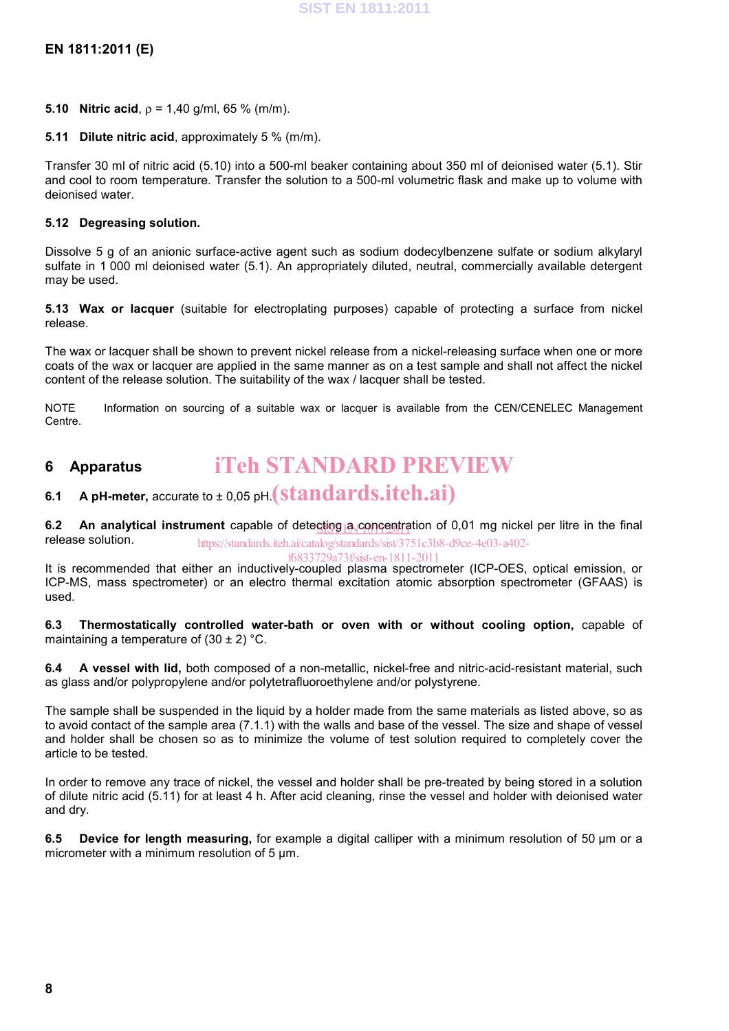**5.10 Nitric acid**, ρ = 1,40 g/ml, 65 % (m/m).

**5.11 Dilute nitric acid**, approximately 5 % (m/m).

Transfer 30 ml of nitric acid (5.10) into a 500-ml beaker containing about 350 ml of deionised water (5.1). Stir and cool to room temperature. Transfer the solution to a 500-ml volumetric flask and make up to volume with deionised water.

**5.12 Degreasing solution.**

Dissolve 5 g of an anionic surface-active agent such as sodium dodecylbenzene sulfate or sodium alkylaryl sulfate in 1 000 ml deionised water (5.1). An appropriately diluted, neutral, commercially available detergent may be used.

**5.13 Wax or lacquer** (suitable for electroplating purposes) capable of protecting a surface from nickel release.

The wax or lacquer shall be shown to prevent nickel release from a nickel-releasing surface when one or more coats of the wax or lacquer are applied in the same manner as on a test sample and shall not affect the nickel content of the release solution. The suitability of the wax / lacquer shall be tested.

NOTE Information on sourcing of a suitable wax or lacquer is available from the CEN/CENELEC Management Centre.

## 6 Apparatus

**6.1 A pH-meter,** accurate to ± 0,05 pH.

**6.2 An analytical instrument** capable of detecting a concentration of 0,01 mg nickel per litre in the final release solution.

It is recommended that either an inductively-coupled plasma spectrometer (ICP-OES, optical emission, or ICP-MS, mass spectrometer) or an electro thermal excitation atomic absorption spectrometer (GFAAS) is used.

**6.3 Thermostatically controlled water-bath or oven with or without cooling option,** capable of maintaining a temperature of (30 ± 2) °C.

**6.4 A vessel with lid,** both composed of a non-metallic, nickel-free and nitric-acid-resistant material, such as glass and/or polypropylene and/or polytetrafluoroethylene and/or polystyrene.

The sample shall be suspended in the liquid by a holder made from the same materials as listed above, so as to avoid contact of the sample area (7.1.1) with the walls and base of the vessel. The size and shape of vessel and holder shall be chosen so as to minimize the volume of test solution required to completely cover the article to be tested.

In order to remove any trace of nickel, the vessel and holder shall be pre-treated by being stored in a solution of dilute nitric acid (5.11) for at least 4 h. After acid cleaning, rinse the vessel and holder with deionised water and dry.

**6.5 Device for length measuring,** for example a digital calliper with a minimum resolution of 50 µm or a micrometer with a minimum resolution of 5 µm.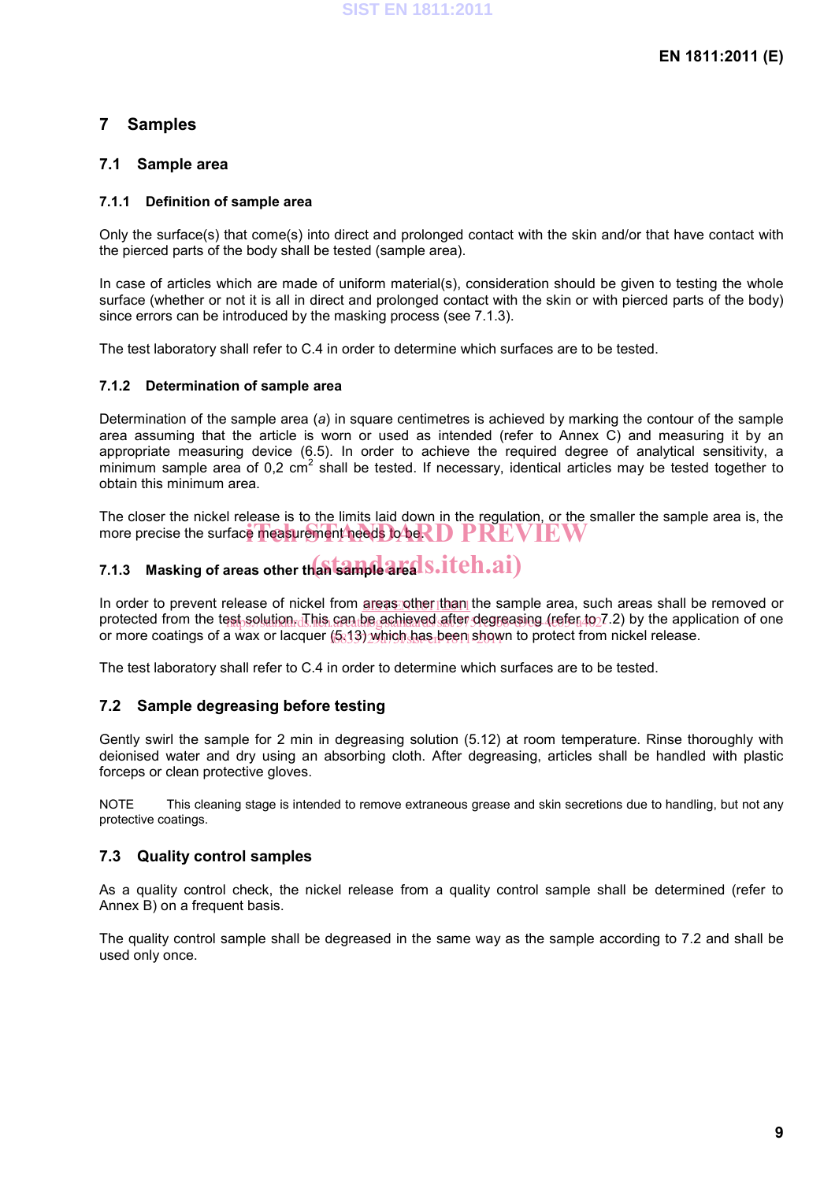# 7 Samples

## 7.1 Sample area

### 7.1.1 Definition of sample area

Only the surface(s) that come(s) into direct and prolonged contact with the skin and/or that have contact with the pierced parts of the body shall be tested (sample area).

In case of articles which are made of uniform material(s), consideration should be given to testing the whole surface (whether or not it is all in direct and prolonged contact with the skin or with pierced parts of the body) since errors can be introduced by the masking process (see 7.1.3).

The test laboratory shall refer to C.4 in order to determine which surfaces are to be tested.

### 7.1.2 Determination of sample area

Determination of the sample area (*a*) in square centimetres is achieved by marking the contour of the sample area assuming that the article is worn or used as intended (refer to Annex C) and measuring it by an appropriate measuring device (6.5). In order to achieve the required degree of analytical sensitivity, a minimum sample area of 0,2 $cm^2$ shall be tested. If necessary, identical articles may be tested together to obtain this minimum area.

The closer the nickel release is to the limits laid down in the regulation, or the smaller the sample area is, the more precise the surface measurement needs to be.

### 7.1.3 Masking of areas other than sample area

In order to prevent release of nickel from areas other than the sample area, such areas shall be removed or protected from the test solution. This can be achieved after degreasing (refer to 7.2) by the application of one or more coatings of a wax or lacquer (5.13) which has been shown to protect from nickel release.

The test laboratory shall refer to C.4 in order to determine which surfaces are to be tested.

## 7.2 Sample degreasing before testing

Gently swirl the sample for 2 min in degreasing solution (5.12) at room temperature. Rinse thoroughly with deionised water and dry using an absorbing cloth. After degreasing, articles shall be handled with plastic forceps or clean protective gloves.

NOTE This cleaning stage is intended to remove extraneous grease and skin secretions due to handling, but not any protective coatings.

## 7.3 Quality control samples

As a quality control check, the nickel release from a quality control sample shall be determined (refer to Annex B) on a frequent basis.

The quality control sample shall be degreased in the same way as the sample according to 7.2 and shall be used only once.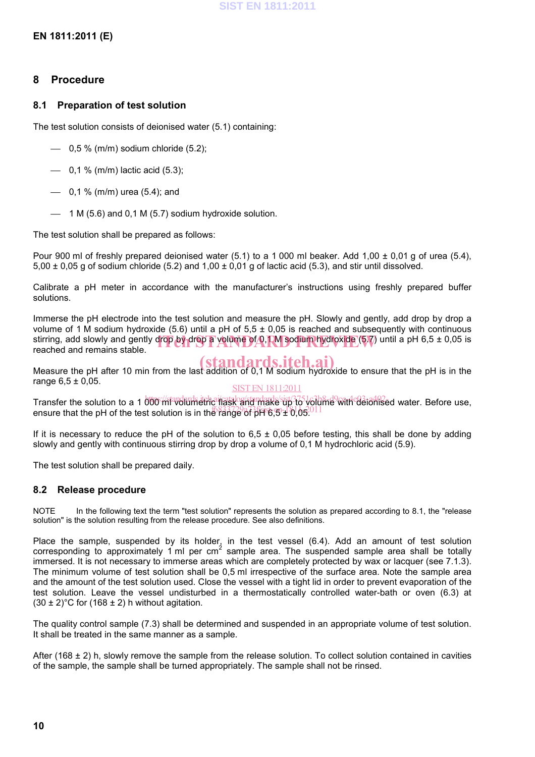## 8 Procedure

### 8.1 Preparation of test solution

The test solution consists of deionised water (5.1) containing:

- 0,5 % (m/m) sodium chloride (5.2);
- 0,1 % (m/m) lactic acid (5.3);
- 0,1 % (m/m) urea (5.4); and
- 1 M (5.6) and 0,1 M (5.7) sodium hydroxide solution.

The test solution shall be prepared as follows:

Pour 900 ml of freshly prepared deionised water (5.1) to a 1 000 ml beaker. Add 1,00 ± 0,01 g of urea (5.4), 5,00 ± 0,05 g of sodium chloride (5.2) and 1,00 ± 0,01 g of lactic acid (5.3), and stir until dissolved.

Calibrate a pH meter in accordance with the manufacturer's instructions using freshly prepared buffer solutions.

Immerse the pH electrode into the test solution and measure the pH. Slowly and gently, add drop by drop a volume of 1 M sodium hydroxide (5.6) until a pH of 5,5 ± 0,05 is reached and subsequently with continuous stirring, add slowly and gently drop by drop a volume of 0,1 M sodium hydroxide (5.7) until a pH 6,5 ± 0,05 is reached and remains stable.

Measure the pH after 10 min from the last addition of 0,1 M sodium hydroxide to ensure that the pH is in the range 6,5 ± 0,05.

Transfer the solution to a 1 000 ml volumetric flask and make up to volume with deionised water. Before use, ensure that the pH of the test solution is in the range of pH 6,5 ± 0,05.

If it is necessary to reduce the pH of the solution to 6,5 ± 0,05 before testing, this shall be done by adding slowly and gently with continuous stirring drop by drop a volume of 0,1 M hydrochloric acid (5.9).

The test solution shall be prepared daily.

### 8.2 Release procedure

NOTE In the following text the term "test solution" represents the solution as prepared according to 8.1, the "release solution" is the solution resulting from the release procedure. See also definitions.

Place the sample, suspended by its holder, in the test vessel (6.4). Add an amount of test solution corresponding to approximately 1 ml per $cm^2$ sample area. The suspended sample area shall be totally immersed. It is not necessary to immerse areas which are completely protected by wax or lacquer (see 7.1.3). The minimum volume of test solution shall be 0,5 ml irrespective of the surface area. Note the sample area and the amount of the test solution used. Close the vessel with a tight lid in order to prevent evaporation of the test solution. Leave the vessel undisturbed in a thermostatically controlled water-bath or oven (6.3) at (30 ± 2)°C for (168 ± 2) h without agitation.

The quality control sample (7.3) shall be determined and suspended in an appropriate volume of test solution. It shall be treated in the same manner as a sample.

After (168 ± 2) h, slowly remove the sample from the release solution. To collect solution contained in cavities of the sample, the sample shall be turned appropriately. The sample shall not be rinsed.